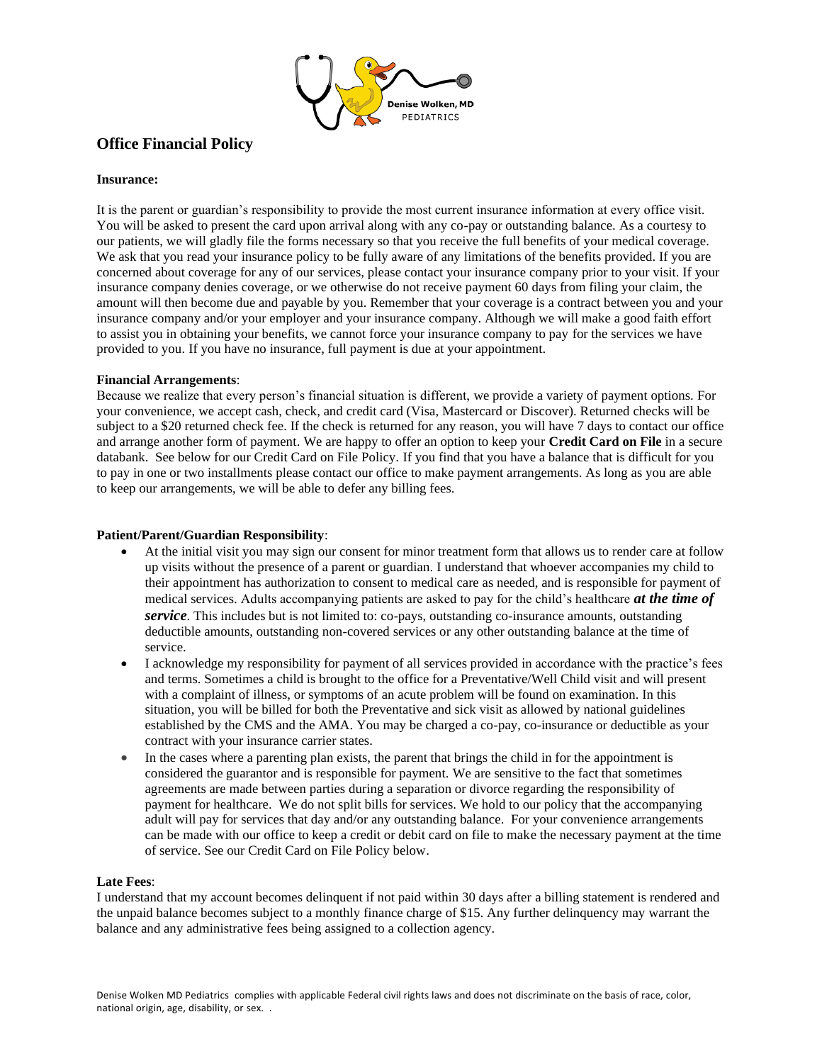Denise Wolken, MD
PEDIATRICS

## Office Financial Policy

**Insurance:**

It is the parent or guardian's responsibility to provide the most current insurance information at every office visit. You will be asked to present the card upon arrival along with any co-pay or outstanding balance. As a courtesy to our patients, we will gladly file the forms necessary so that you receive the full benefits of your medical coverage. We ask that you read your insurance policy to be fully aware of any limitations of the benefits provided. If you are concerned about coverage for any of our services, please contact your insurance company prior to your visit. If your insurance company denies coverage, or we otherwise do not receive payment 60 days from filing your claim, the amount will then become due and payable by you. Remember that your coverage is a contract between you and your insurance company and/or your employer and your insurance company. Although we will make a good faith effort to assist you in obtaining your benefits, we cannot force your insurance company to pay for the services we have provided to you. If you have no insurance, full payment is due at your appointment.

**Financial Arrangements**:
Because we realize that every person's financial situation is different, we provide a variety of payment options. For your convenience, we accept cash, check, and credit card (Visa, Mastercard or Discover). Returned checks will be subject to a $20 returned check fee. If the check is returned for any reason, you will have 7 days to contact our office and arrange another form of payment. We are happy to offer an option to keep your **Credit Card on File** in a secure databank. See below for our Credit Card on File Policy. If you find that you have a balance that is difficult for you to pay in one or two installments please contact our office to make payment arrangements. As long as you are able to keep our arrangements, we will be able to defer any billing fees.

**Patient/Parent/Guardian Responsibility**:

- At the initial visit you may sign our consent for minor treatment form that allows us to render care at follow up visits without the presence of a parent or guardian. I understand that whoever accompanies my child to their appointment has authorization to consent to medical care as needed, and is responsible for payment of medical services. Adults accompanying patients are asked to pay for the child's healthcare ***at the time of service***. This includes but is not limited to: co-pays, outstanding co-insurance amounts, outstanding deductible amounts, outstanding non-covered services or any other outstanding balance at the time of service.
- I acknowledge my responsibility for payment of all services provided in accordance with the practice's fees and terms. Sometimes a child is brought to the office for a Preventative/Well Child visit and will present with a complaint of illness, or symptoms of an acute problem will be found on examination. In this situation, you will be billed for both the Preventative and sick visit as allowed by national guidelines established by the CMS and the AMA. You may be charged a co-pay, co-insurance or deductible as your contract with your insurance carrier states.
- In the cases where a parenting plan exists, the parent that brings the child in for the appointment is considered the guarantor and is responsible for payment. We are sensitive to the fact that sometimes agreements are made between parties during a separation or divorce regarding the responsibility of payment for healthcare. We do not split bills for services. We hold to our policy that the accompanying adult will pay for services that day and/or any outstanding balance. For your convenience arrangements can be made with our office to keep a credit or debit card on file to make the necessary payment at the time of service. See our Credit Card on File Policy below.

**Late Fees**:
I understand that my account becomes delinquent if not paid within 30 days after a billing statement is rendered and the unpaid balance becomes subject to a monthly finance charge of $15. Any further delinquency may warrant the balance and any administrative fees being assigned to a collection agency.

Denise Wolken MD Pediatrics complies with applicable Federal civil rights laws and does not discriminate on the basis of race, color, national origin, age, disability, or sex. .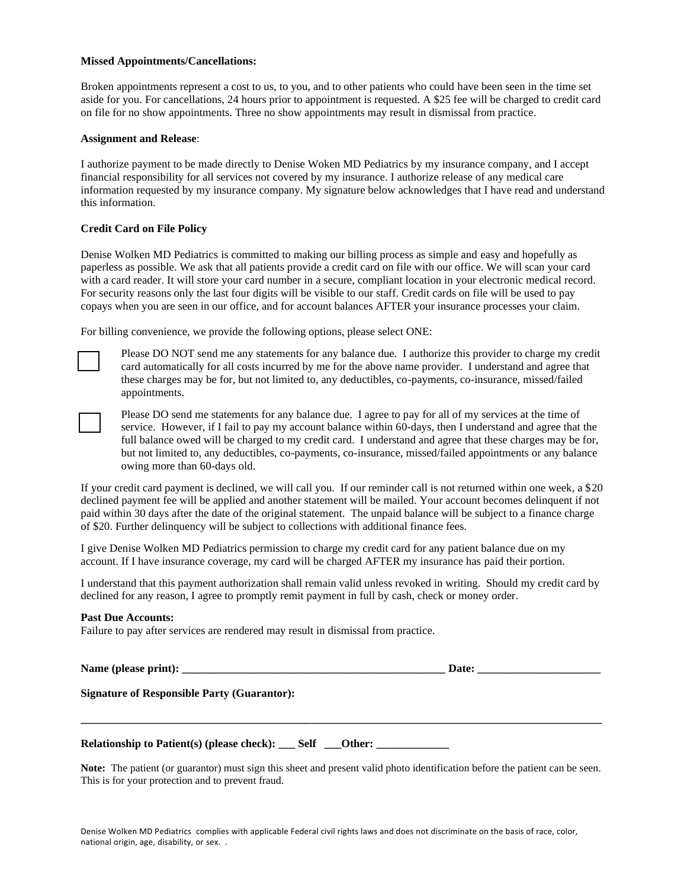**Missed Appointments/Cancellations:**

Broken appointments represent a cost to us, to you, and to other patients who could have been seen in the time set aside for you. For cancellations, 24 hours prior to appointment is requested. A $25 fee will be charged to credit card on file for no show appointments. Three no show appointments may result in dismissal from practice.

**Assignment and Release**:

I authorize payment to be made directly to Denise Woken MD Pediatrics by my insurance company, and I accept financial responsibility for all services not covered by my insurance. I authorize release of any medical care information requested by my insurance company. My signature below acknowledges that I have read and understand this information.

**Credit Card on File Policy**

Denise Wolken MD Pediatrics is committed to making our billing process as simple and easy and hopefully as paperless as possible. We ask that all patients provide a credit card on file with our office. We will scan your card with a card reader. It will store your card number in a secure, compliant location in your electronic medical record. For security reasons only the last four digits will be visible to our staff. Credit cards on file will be used to pay copays when you are seen in our office, and for account balances AFTER your insurance processes your claim.

For billing convenience, we provide the following options, please select ONE:

☐ Please DO NOT send me any statements for any balance due. I authorize this provider to charge my credit card automatically for all costs incurred by me for the above name provider. I understand and agree that these charges may be for, but not limited to, any deductibles, co-payments, co-insurance, missed/failed appointments.

☐ Please DO send me statements for any balance due. I agree to pay for all of my services at the time of service. However, if I fail to pay my account balance within 60-days, then I understand and agree that the full balance owed will be charged to my credit card. I understand and agree that these charges may be for, but not limited to, any deductibles, co-payments, co-insurance, missed/failed appointments or any balance owing more than 60-days old.

If your credit card payment is declined, we will call you. If our reminder call is not returned within one week, a $20 declined payment fee will be applied and another statement will be mailed. Your account becomes delinquent if not paid within 30 days after the date of the original statement. The unpaid balance will be subject to a finance charge of $20. Further delinquency will be subject to collections with additional finance fees.

I give Denise Wolken MD Pediatrics permission to charge my credit card for any patient balance due on my account. If I have insurance coverage, my card will be charged AFTER my insurance has paid their portion.

I understand that this payment authorization shall remain valid unless revoked in writing. Should my credit card by declined for any reason, I agree to promptly remit payment in full by cash, check or money order.

**Past Due Accounts:**
Failure to pay after services are rendered may result in dismissal from practice.

**Name (please print): _______________________________________________ Date: _____________________**

**Signature of Responsible Party (Guarantor):**

_____________________________________________________________________________________________

**Relationship to Patient(s) (please check): ___ Self ___Other: _____________**

**Note:** The patient (or guarantor) must sign this sheet and present valid photo identification before the patient can be seen. This is for your protection and to prevent fraud.

Denise Wolken MD Pediatrics complies with applicable Federal civil rights laws and does not discriminate on the basis of race, color, national origin, age, disability, or sex. .